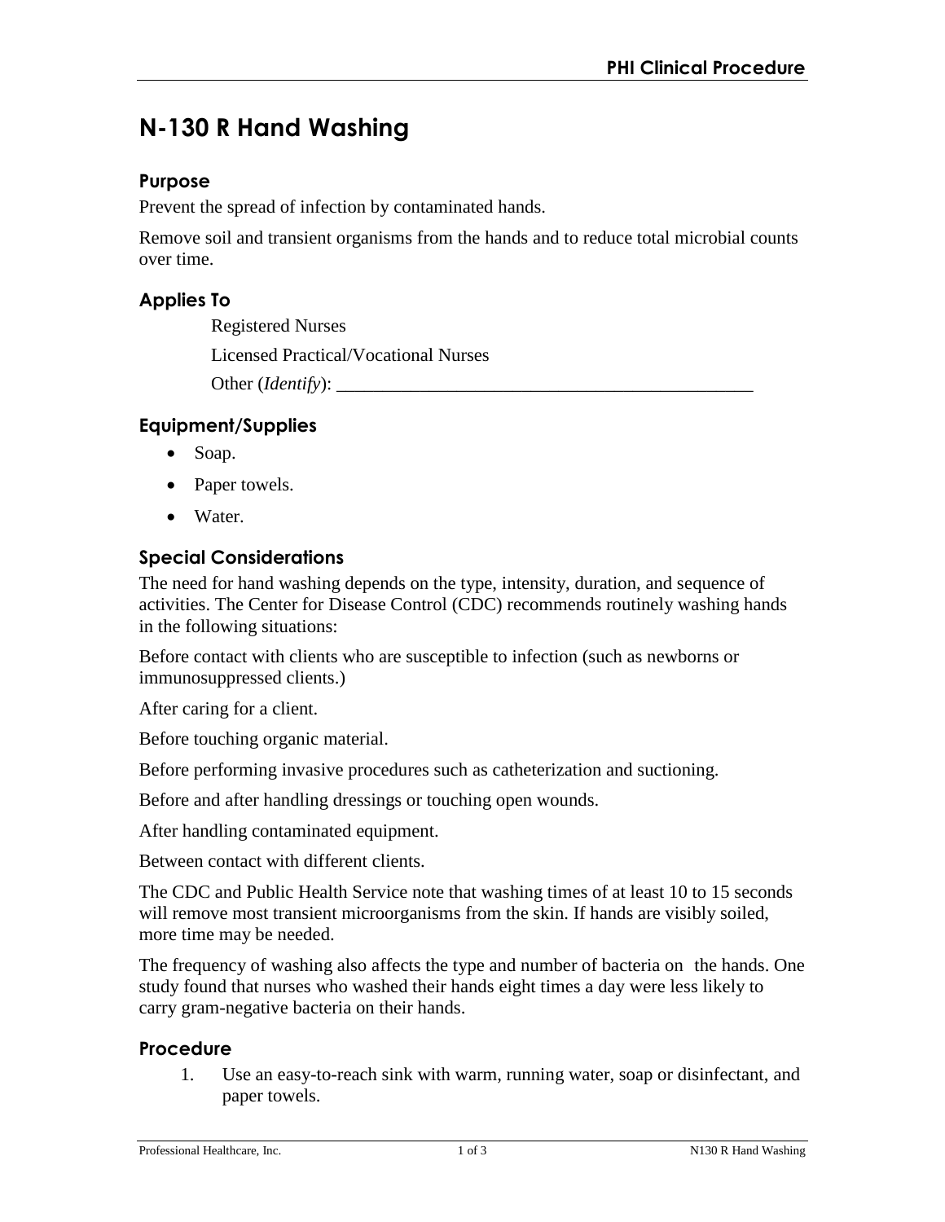# N-130 R Hand Washing

## Purpose

Prevent the spread of infection by contaminated hands.

Remove soil and transient organisms from the hands and to reduce total microbial counts over time.

## Applies To

Registered Nurses

Licensed Practical/Vocational Nurses

Other (*Identify*): _______________________________________________

## Equipment/Supplies

- Soap.
- Paper towels.
- Water.

## Special Considerations

The need for hand washing depends on the type, intensity, duration, and sequence of activities. The Center for Disease Control (CDC) recommends routinely washing hands in the following situations:

Before contact with clients who are susceptible to infection (such as newborns or immunosuppressed clients.)

After caring for a client.

Before touching organic material.

Before performing invasive procedures such as catheterization and suctioning.

Before and after handling dressings or touching open wounds.

After handling contaminated equipment.

Between contact with different clients.

The CDC and Public Health Service note that washing times of at least 10 to 15 seconds will remove most transient microorganisms from the skin. If hands are visibly soiled, more time may be needed.

The frequency of washing also affects the type and number of bacteria on the hands. One study found that nurses who washed their hands eight times a day were less likely to carry gram-negative bacteria on their hands.

## Procedure

1. Use an easy-to-reach sink with warm, running water, soap or disinfectant, and paper towels.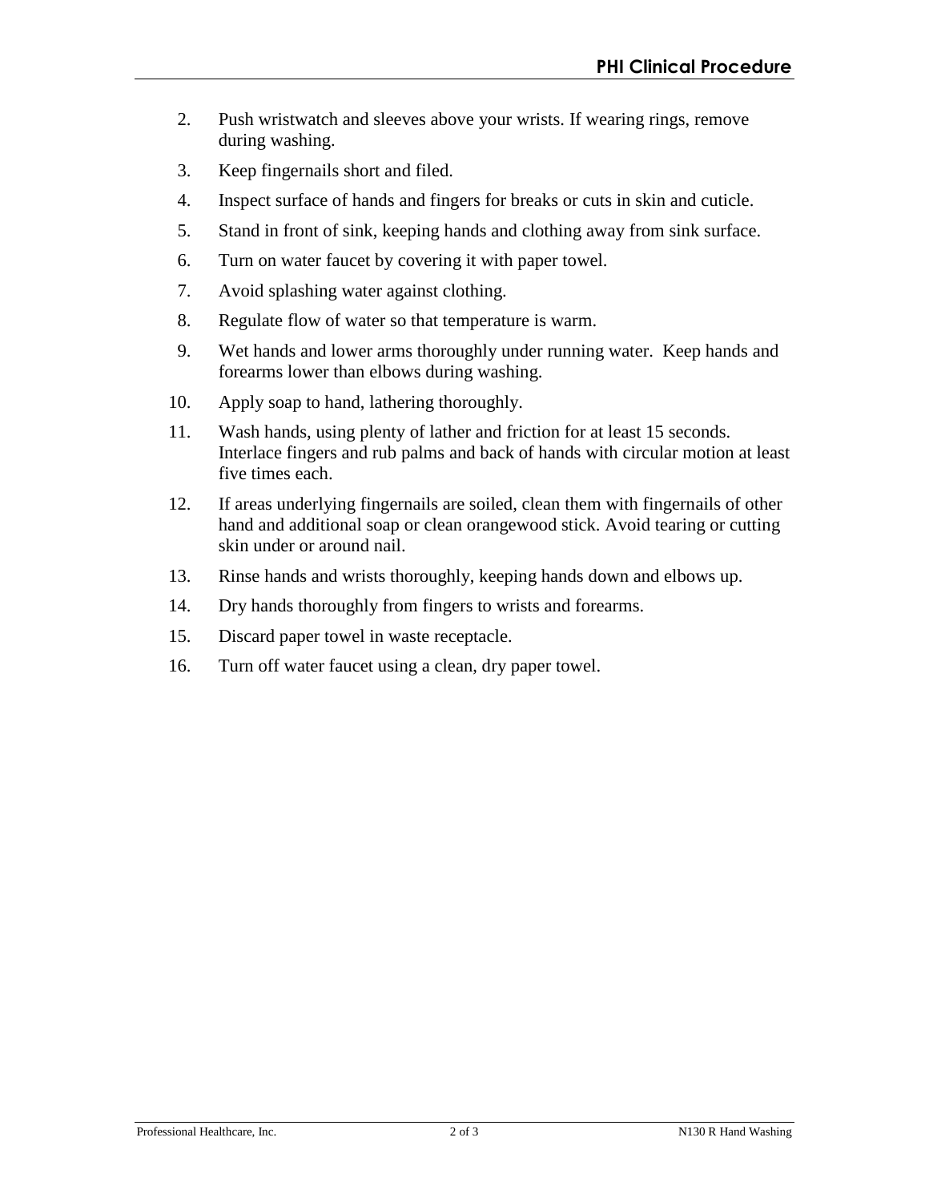2. Push wristwatch and sleeves above your wrists. If wearing rings, remove during washing.
3. Keep fingernails short and filed.
4. Inspect surface of hands and fingers for breaks or cuts in skin and cuticle.
5. Stand in front of sink, keeping hands and clothing away from sink surface.
6. Turn on water faucet by covering it with paper towel.
7. Avoid splashing water against clothing.
8. Regulate flow of water so that temperature is warm.
9. Wet hands and lower arms thoroughly under running water. Keep hands and forearms lower than elbows during washing.
10. Apply soap to hand, lathering thoroughly.
11. Wash hands, using plenty of lather and friction for at least 15 seconds. Interlace fingers and rub palms and back of hands with circular motion at least five times each.
12. If areas underlying fingernails are soiled, clean them with fingernails of other hand and additional soap or clean orangewood stick. Avoid tearing or cutting skin under or around nail.
13. Rinse hands and wrists thoroughly, keeping hands down and elbows up.
14. Dry hands thoroughly from fingers to wrists and forearms.
15. Discard paper towel in waste receptacle.
16. Turn off water faucet using a clean, dry paper towel.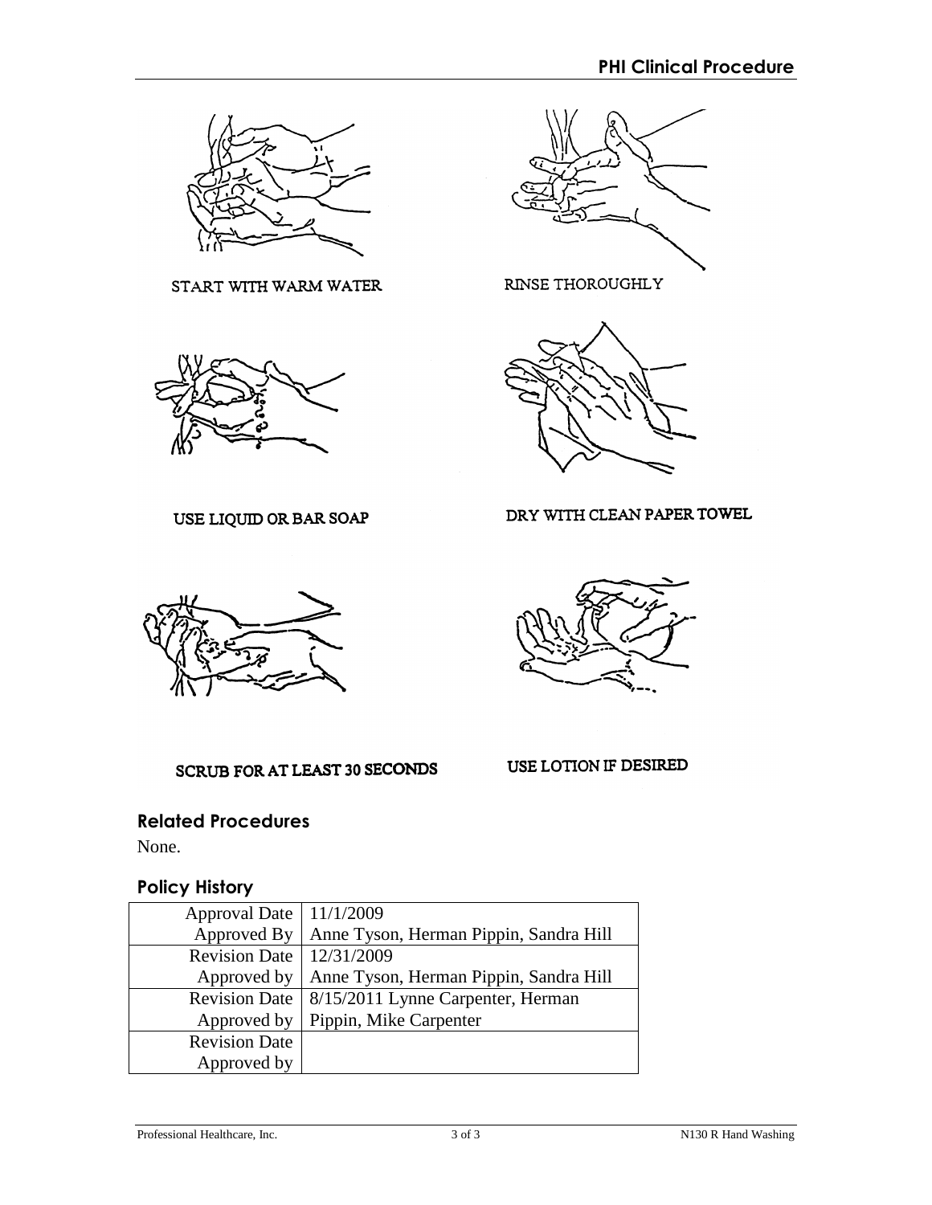START WITH WARM WATER

USE LIQUID OR BAR SOAP

SCRUB FOR AT LEAST 30 SECONDS

RINSE THOROUGHLY

DRY WITH CLEAN PAPER TOWEL

USE LOTION IF DESIRED

## Related Procedures

None.

## Policy History

| | |
|---|---|
| Approval Date | 11/1/2009 |
| Approved By | Anne Tyson, Herman Pippin, Sandra Hill |
| Revision Date | 12/31/2009 |
| Approved by | Anne Tyson, Herman Pippin, Sandra Hill |
| Revision Date | 8/15/2011 Lynne Carpenter, Herman |
| Approved by | Pippin, Mike Carpenter |
| Revision Date | |
| Approved by | |